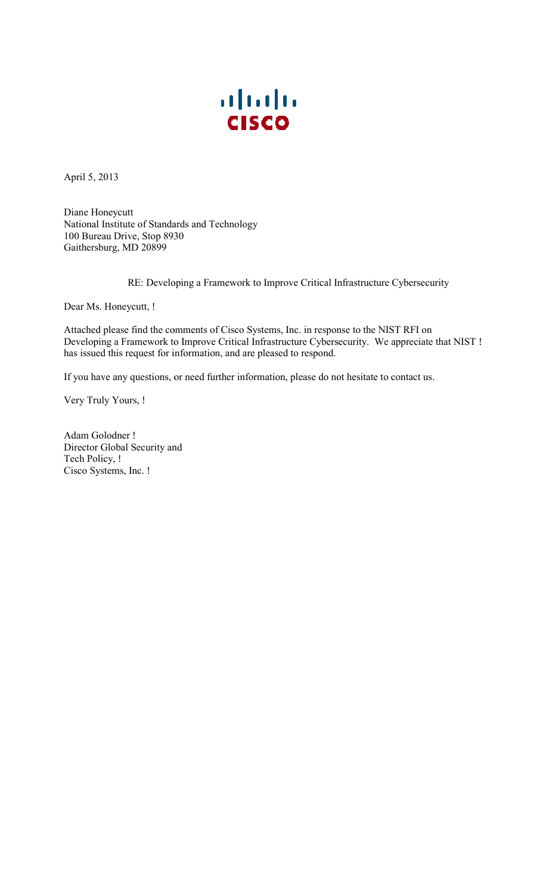April 5, 2013

Diane Honeycutt
National Institute of Standards and Technology
100 Bureau Drive, Stop 8930
Gaithersburg, MD 20899

RE: Developing a Framework to Improve Critical Infrastructure Cybersecurity

Dear Ms. Honeycutt, !

Attached please find the comments of Cisco Systems, Inc. in response to the NIST RFI on Developing a Framework to Improve Critical Infrastructure Cybersecurity. We appreciate that NIST ! has issued this request for information, and are pleased to respond.

If you have any questions, or need further information, please do not hesitate to contact us.

Very Truly Yours, !

Adam Golodner !
Director Global Security and
Tech Policy, !
Cisco Systems, Inc. !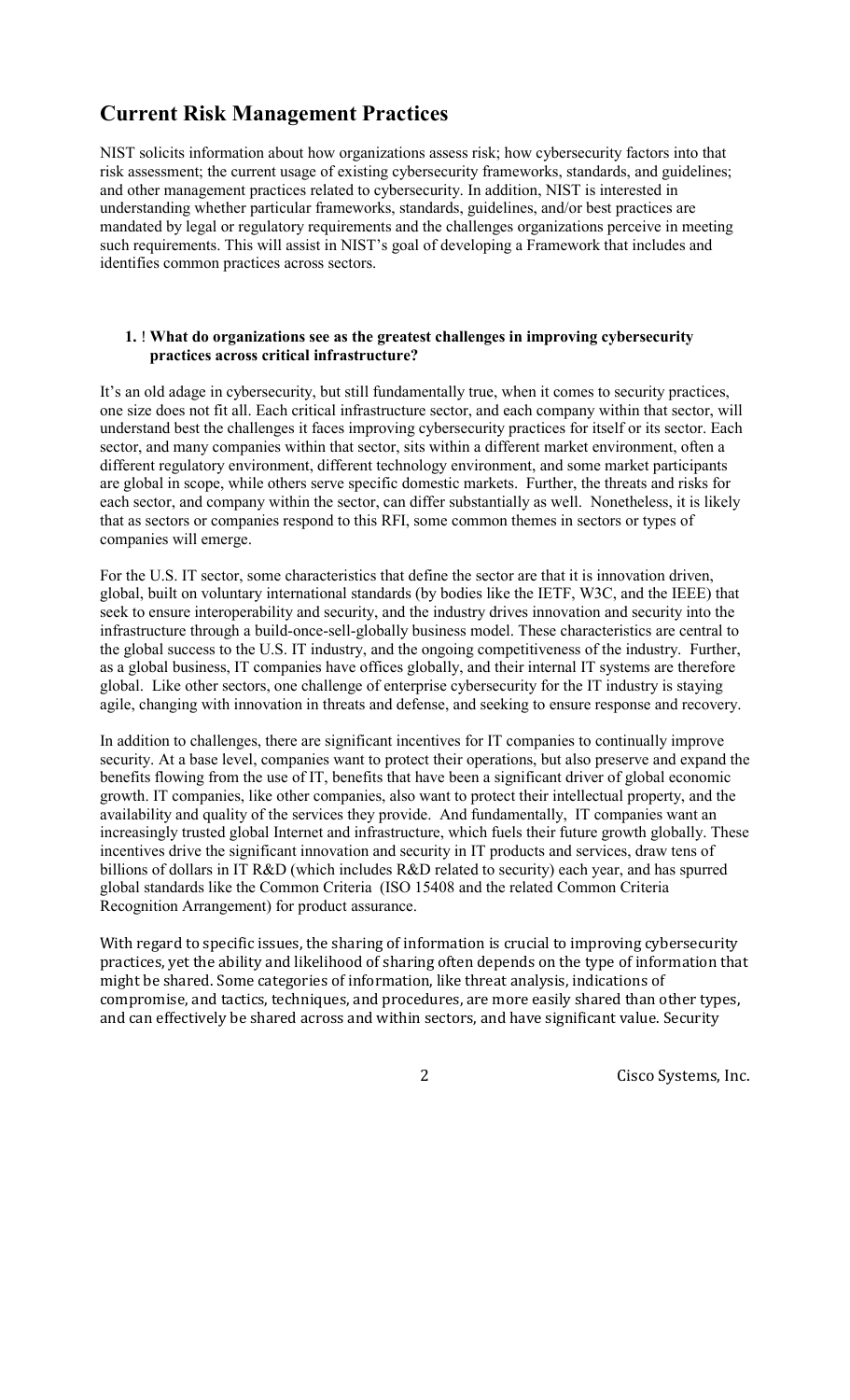## Current Risk Management Practices

NIST solicits information about how organizations assess risk; how cybersecurity factors into that risk assessment; the current usage of existing cybersecurity frameworks, standards, and guidelines; and other management practices related to cybersecurity. In addition, NIST is interested in understanding whether particular frameworks, standards, guidelines, and/or best practices are mandated by legal or regulatory requirements and the challenges organizations perceive in meeting such requirements. This will assist in NIST's goal of developing a Framework that includes and identifies common practices across sectors.

**1. What do organizations see as the greatest challenges in improving cybersecurity practices across critical infrastructure?**

It's an old adage in cybersecurity, but still fundamentally true, when it comes to security practices, one size does not fit all. Each critical infrastructure sector, and each company within that sector, will understand best the challenges it faces improving cybersecurity practices for itself or its sector. Each sector, and many companies within that sector, sits within a different market environment, often a different regulatory environment, different technology environment, and some market participants are global in scope, while others serve specific domestic markets. Further, the threats and risks for each sector, and company within the sector, can differ substantially as well. Nonetheless, it is likely that as sectors or companies respond to this RFI, some common themes in sectors or types of companies will emerge.

For the U.S. IT sector, some characteristics that define the sector are that it is innovation driven, global, built on voluntary international standards (by bodies like the IETF, W3C, and the IEEE) that seek to ensure interoperability and security, and the industry drives innovation and security into the infrastructure through a build-once-sell-globally business model. These characteristics are central to the global success to the U.S. IT industry, and the ongoing competitiveness of the industry. Further, as a global business, IT companies have offices globally, and their internal IT systems are therefore global. Like other sectors, one challenge of enterprise cybersecurity for the IT industry is staying agile, changing with innovation in threats and defense, and seeking to ensure response and recovery.

In addition to challenges, there are significant incentives for IT companies to continually improve security. At a base level, companies want to protect their operations, but also preserve and expand the benefits flowing from the use of IT, benefits that have been a significant driver of global economic growth. IT companies, like other companies, also want to protect their intellectual property, and the availability and quality of the services they provide. And fundamentally, IT companies want an increasingly trusted global Internet and infrastructure, which fuels their future growth globally. These incentives drive the significant innovation and security in IT products and services, draw tens of billions of dollars in IT R&D (which includes R&D related to security) each year, and has spurred global standards like the Common Criteria (ISO 15408 and the related Common Criteria Recognition Arrangement) for product assurance.

With regard to specific issues, the sharing of information is crucial to improving cybersecurity practices, yet the ability and likelihood of sharing often depends on the type of information that might be shared. Some categories of information, like threat analysis, indications of compromise, and tactics, techniques, and procedures, are more easily shared than other types, and can effectively be shared across and within sectors, and have significant value. Security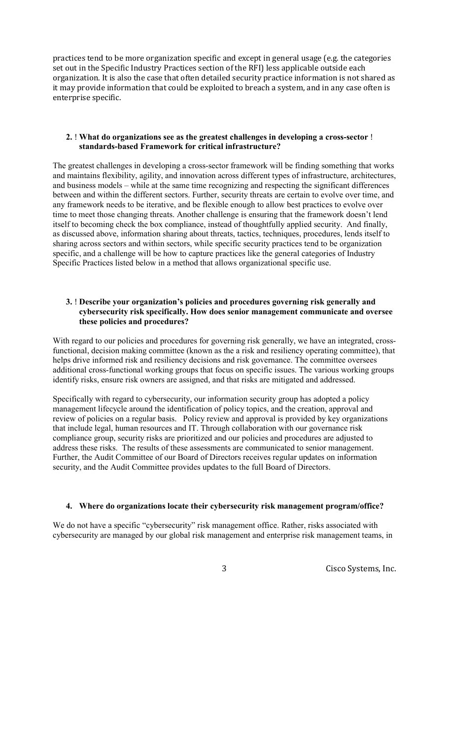practices tend to be more organization specific and except in general usage (e.g. the categories set out in the Specific Industry Practices section of the RFI) less applicable outside each organization. It is also the case that often detailed security practice information is not shared as it may provide information that could be exploited to breach a system, and in any case often is enterprise specific.

**2. What do organizations see as the greatest challenges in developing a cross-sector standards-based Framework for critical infrastructure?**

The greatest challenges in developing a cross-sector framework will be finding something that works and maintains flexibility, agility, and innovation across different types of infrastructure, architectures, and business models – while at the same time recognizing and respecting the significant differences between and within the different sectors. Further, security threats are certain to evolve over time, and any framework needs to be iterative, and be flexible enough to allow best practices to evolve over time to meet those changing threats. Another challenge is ensuring that the framework doesn't lend itself to becoming check the box compliance, instead of thoughtfully applied security. And finally, as discussed above, information sharing about threats, tactics, techniques, procedures, lends itself to sharing across sectors and within sectors, while specific security practices tend to be organization specific, and a challenge will be how to capture practices like the general categories of Industry Specific Practices listed below in a method that allows organizational specific use.

**3. Describe your organization's policies and procedures governing risk generally and cybersecurity risk specifically. How does senior management communicate and oversee these policies and procedures?**

With regard to our policies and procedures for governing risk generally, we have an integrated, cross-functional, decision making committee (known as the a risk and resiliency operating committee), that helps drive informed risk and resiliency decisions and risk governance. The committee oversees additional cross-functional working groups that focus on specific issues. The various working groups identify risks, ensure risk owners are assigned, and that risks are mitigated and addressed.

Specifically with regard to cybersecurity, our information security group has adopted a policy management lifecycle around the identification of policy topics, and the creation, approval and review of policies on a regular basis. Policy review and approval is provided by key organizations that include legal, human resources and IT. Through collaboration with our governance risk compliance group, security risks are prioritized and our policies and procedures are adjusted to address these risks. The results of these assessments are communicated to senior management. Further, the Audit Committee of our Board of Directors receives regular updates on information security, and the Audit Committee provides updates to the full Board of Directors.

**4. Where do organizations locate their cybersecurity risk management program/office?**

We do not have a specific "cybersecurity" risk management office. Rather, risks associated with cybersecurity are managed by our global risk management and enterprise risk management teams, in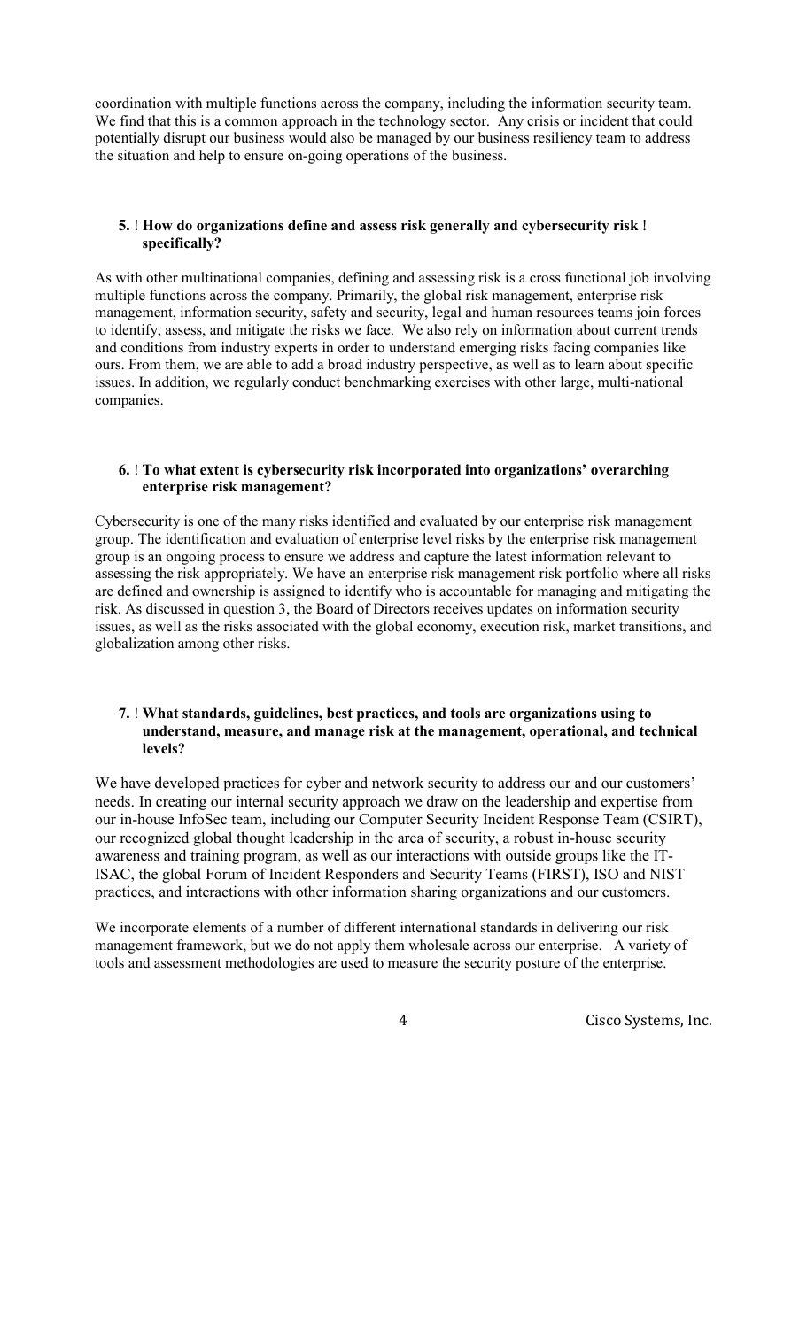coordination with multiple functions across the company, including the information security team. We find that this is a common approach in the technology sector. Any crisis or incident that could potentially disrupt our business would also be managed by our business resiliency team to address the situation and help to ensure on-going operations of the business.

**5. How do organizations define and assess risk generally and cybersecurity risk specifically?**

As with other multinational companies, defining and assessing risk is a cross functional job involving multiple functions across the company. Primarily, the global risk management, enterprise risk management, information security, safety and security, legal and human resources teams join forces to identify, assess, and mitigate the risks we face. We also rely on information about current trends and conditions from industry experts in order to understand emerging risks facing companies like ours. From them, we are able to add a broad industry perspective, as well as to learn about specific issues. In addition, we regularly conduct benchmarking exercises with other large, multi-national companies.

**6. To what extent is cybersecurity risk incorporated into organizations' overarching enterprise risk management?**

Cybersecurity is one of the many risks identified and evaluated by our enterprise risk management group. The identification and evaluation of enterprise level risks by the enterprise risk management group is an ongoing process to ensure we address and capture the latest information relevant to assessing the risk appropriately. We have an enterprise risk management risk portfolio where all risks are defined and ownership is assigned to identify who is accountable for managing and mitigating the risk. As discussed in question 3, the Board of Directors receives updates on information security issues, as well as the risks associated with the global economy, execution risk, market transitions, and globalization among other risks.

**7. What standards, guidelines, best practices, and tools are organizations using to understand, measure, and manage risk at the management, operational, and technical levels?**

We have developed practices for cyber and network security to address our and our customers' needs. In creating our internal security approach we draw on the leadership and expertise from our in-house InfoSec team, including our Computer Security Incident Response Team (CSIRT), our recognized global thought leadership in the area of security, a robust in-house security awareness and training program, as well as our interactions with outside groups like the IT-ISAC, the global Forum of Incident Responders and Security Teams (FIRST), ISO and NIST practices, and interactions with other information sharing organizations and our customers.

We incorporate elements of a number of different international standards in delivering our risk management framework, but we do not apply them wholesale across our enterprise. A variety of tools and assessment methodologies are used to measure the security posture of the enterprise.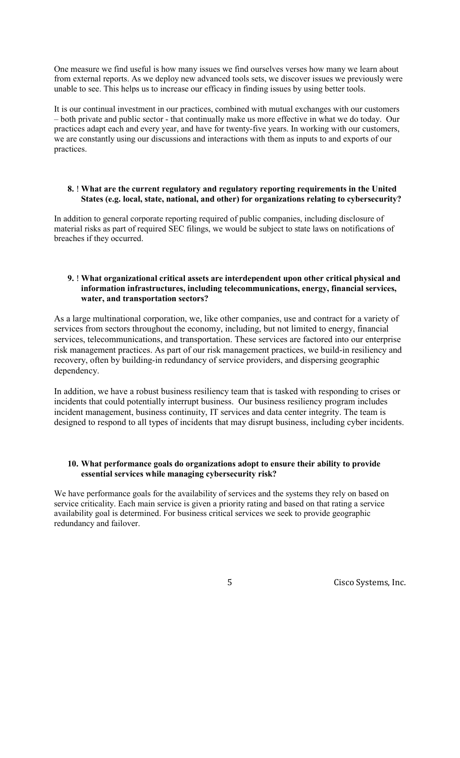One measure we find useful is how many issues we find ourselves verses how many we learn about from external reports. As we deploy new advanced tools sets, we discover issues we previously were unable to see. This helps us to increase our efficacy in finding issues by using better tools.

It is our continual investment in our practices, combined with mutual exchanges with our customers – both private and public sector - that continually make us more effective in what we do today. Our practices adapt each and every year, and have for twenty-five years. In working with our customers, we are constantly using our discussions and interactions with them as inputs to and exports of our practices.

**8. ! What are the current regulatory and regulatory reporting requirements in the United States (e.g. local, state, national, and other) for organizations relating to cybersecurity?**

In addition to general corporate reporting required of public companies, including disclosure of material risks as part of required SEC filings, we would be subject to state laws on notifications of breaches if they occurred.

**9. ! What organizational critical assets are interdependent upon other critical physical and information infrastructures, including telecommunications, energy, financial services, water, and transportation sectors?**

As a large multinational corporation, we, like other companies, use and contract for a variety of services from sectors throughout the economy, including, but not limited to energy, financial services, telecommunications, and transportation. These services are factored into our enterprise risk management practices. As part of our risk management practices, we build-in resiliency and recovery, often by building-in redundancy of service providers, and dispersing geographic dependency.

In addition, we have a robust business resiliency team that is tasked with responding to crises or incidents that could potentially interrupt business. Our business resiliency program includes incident management, business continuity, IT services and data center integrity. The team is designed to respond to all types of incidents that may disrupt business, including cyber incidents.

**10. What performance goals do organizations adopt to ensure their ability to provide essential services while managing cybersecurity risk?**

We have performance goals for the availability of services and the systems they rely on based on service criticality. Each main service is given a priority rating and based on that rating a service availability goal is determined. For business critical services we seek to provide geographic redundancy and failover.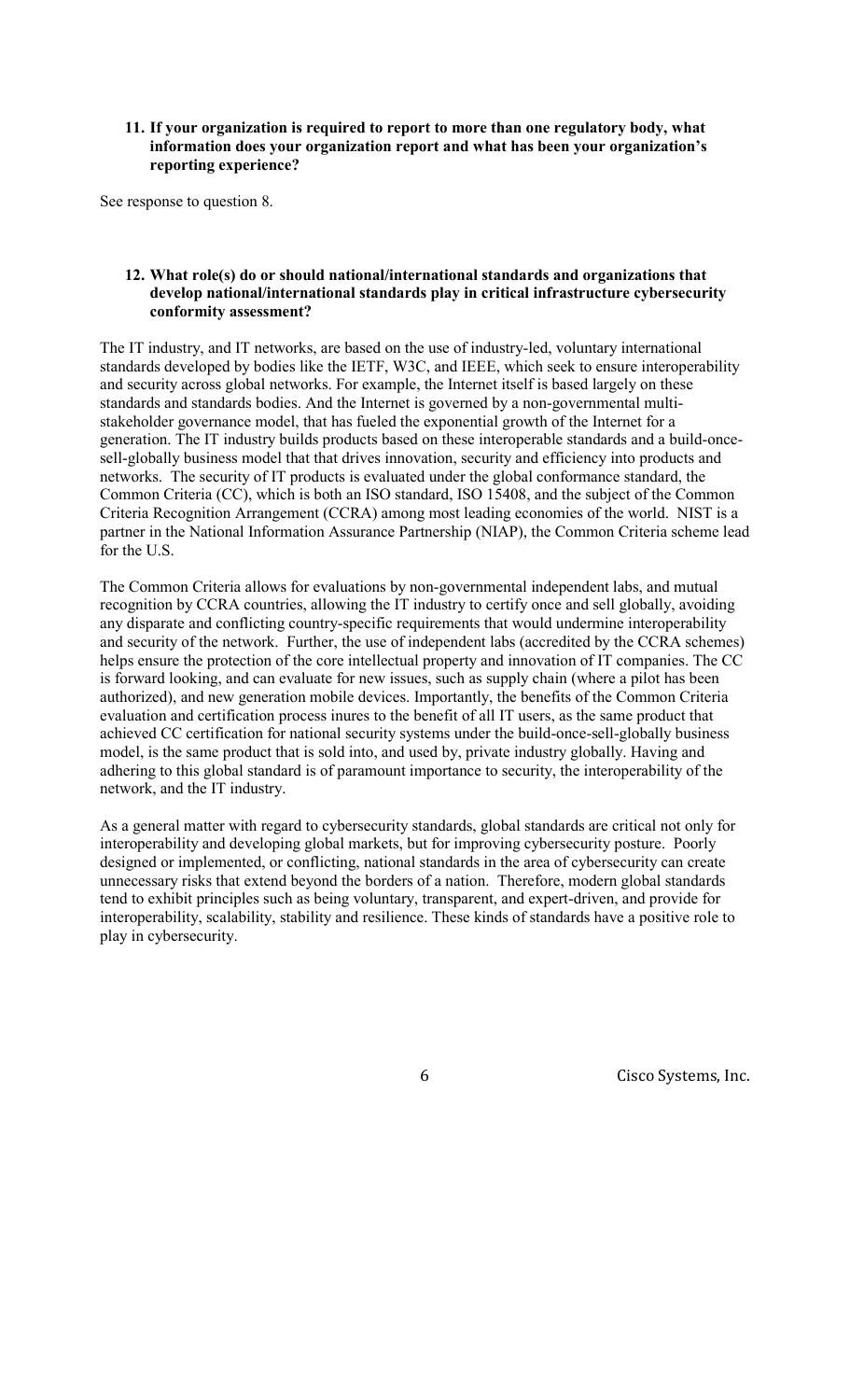**11. If your organization is required to report to more than one regulatory body, what information does your organization report and what has been your organization's reporting experience?**

See response to question 8.

**12. What role(s) do or should national/international standards and organizations that develop national/international standards play in critical infrastructure cybersecurity conformity assessment?**

The IT industry, and IT networks, are based on the use of industry-led, voluntary international standards developed by bodies like the IETF, W3C, and IEEE, which seek to ensure interoperability and security across global networks. For example, the Internet itself is based largely on these standards and standards bodies. And the Internet is governed by a non-governmental multi-stakeholder governance model, that has fueled the exponential growth of the Internet for a generation. The IT industry builds products based on these interoperable standards and a build-once-sell-globally business model that that drives innovation, security and efficiency into products and networks. The security of IT products is evaluated under the global conformance standard, the Common Criteria (CC), which is both an ISO standard, ISO 15408, and the subject of the Common Criteria Recognition Arrangement (CCRA) among most leading economies of the world. NIST is a partner in the National Information Assurance Partnership (NIAP), the Common Criteria scheme lead for the U.S.

The Common Criteria allows for evaluations by non-governmental independent labs, and mutual recognition by CCRA countries, allowing the IT industry to certify once and sell globally, avoiding any disparate and conflicting country-specific requirements that would undermine interoperability and security of the network. Further, the use of independent labs (accredited by the CCRA schemes) helps ensure the protection of the core intellectual property and innovation of IT companies. The CC is forward looking, and can evaluate for new issues, such as supply chain (where a pilot has been authorized), and new generation mobile devices. Importantly, the benefits of the Common Criteria evaluation and certification process inures to the benefit of all IT users, as the same product that achieved CC certification for national security systems under the build-once-sell-globally business model, is the same product that is sold into, and used by, private industry globally. Having and adhering to this global standard is of paramount importance to security, the interoperability of the network, and the IT industry.

As a general matter with regard to cybersecurity standards, global standards are critical not only for interoperability and developing global markets, but for improving cybersecurity posture. Poorly designed or implemented, or conflicting, national standards in the area of cybersecurity can create unnecessary risks that extend beyond the borders of a nation. Therefore, modern global standards tend to exhibit principles such as being voluntary, transparent, and expert-driven, and provide for interoperability, scalability, stability and resilience. These kinds of standards have a positive role to play in cybersecurity.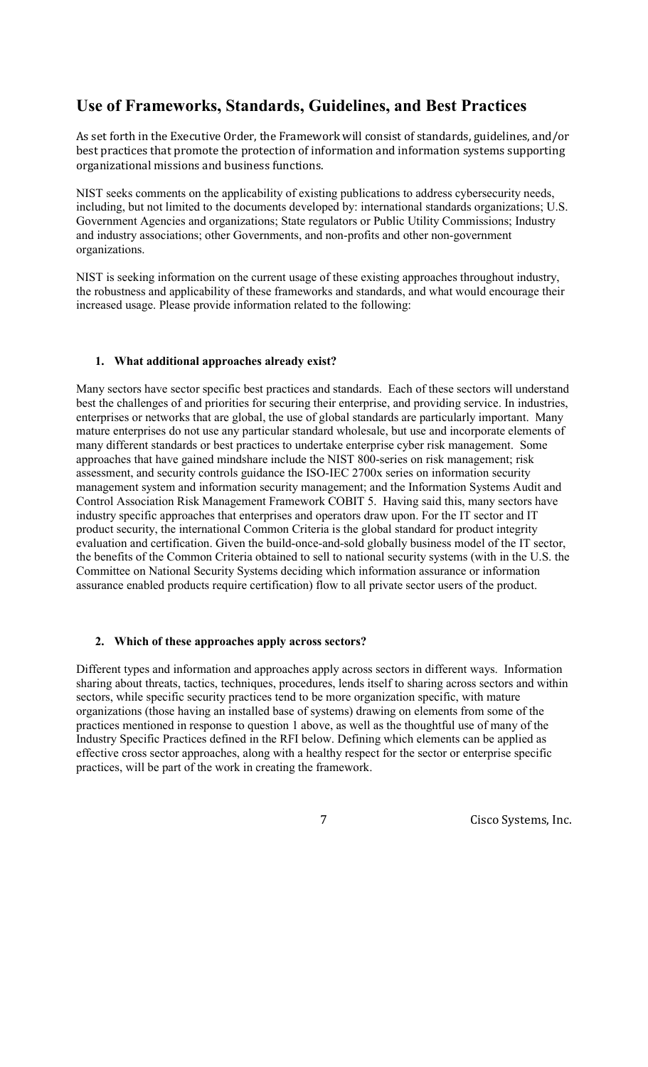## Use of Frameworks, Standards, Guidelines, and Best Practices

As set forth in the Executive Order, the Framework will consist of standards, guidelines, and/or best practices that promote the protection of information and information systems supporting organizational missions and business functions.

NIST seeks comments on the applicability of existing publications to address cybersecurity needs, including, but not limited to the documents developed by: international standards organizations; U.S. Government Agencies and organizations; State regulators or Public Utility Commissions; Industry and industry associations; other Governments, and non-profits and other non-government organizations.

NIST is seeking information on the current usage of these existing approaches throughout industry, the robustness and applicability of these frameworks and standards, and what would encourage their increased usage. Please provide information related to the following:

**1. What additional approaches already exist?**

Many sectors have sector specific best practices and standards. Each of these sectors will understand best the challenges of and priorities for securing their enterprise, and providing service. In industries, enterprises or networks that are global, the use of global standards are particularly important. Many mature enterprises do not use any particular standard wholesale, but use and incorporate elements of many different standards or best practices to undertake enterprise cyber risk management. Some approaches that have gained mindshare include the NIST 800-series on risk management; risk assessment, and security controls guidance the ISO-IEC 2700x series on information security management system and information security management; and the Information Systems Audit and Control Association Risk Management Framework COBIT 5. Having said this, many sectors have industry specific approaches that enterprises and operators draw upon. For the IT sector and IT product security, the international Common Criteria is the global standard for product integrity evaluation and certification. Given the build-once-and-sold globally business model of the IT sector, the benefits of the Common Criteria obtained to sell to national security systems (with in the U.S. the Committee on National Security Systems deciding which information assurance or information assurance enabled products require certification) flow to all private sector users of the product.

**2. Which of these approaches apply across sectors?**

Different types and information and approaches apply across sectors in different ways. Information sharing about threats, tactics, techniques, procedures, lends itself to sharing across sectors and within sectors, while specific security practices tend to be more organization specific, with mature organizations (those having an installed base of systems) drawing on elements from some of the practices mentioned in response to question 1 above, as well as the thoughtful use of many of the Industry Specific Practices defined in the RFI below. Defining which elements can be applied as effective cross sector approaches, along with a healthy respect for the sector or enterprise specific practices, will be part of the work in creating the framework.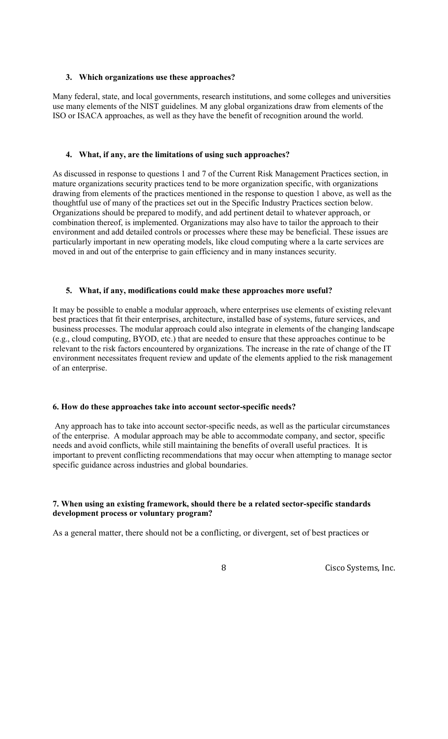**3. Which organizations use these approaches?**

Many federal, state, and local governments, research institutions, and some colleges and universities use many elements of the NIST guidelines. M any global organizations draw from elements of the ISO or ISACA approaches, as well as they have the benefit of recognition around the world.

**4. What, if any, are the limitations of using such approaches?**

As discussed in response to questions 1 and 7 of the Current Risk Management Practices section, in mature organizations security practices tend to be more organization specific, with organizations drawing from elements of the practices mentioned in the response to question 1 above, as well as the thoughtful use of many of the practices set out in the Specific Industry Practices section below. Organizations should be prepared to modify, and add pertinent detail to whatever approach, or combination thereof, is implemented. Organizations may also have to tailor the approach to their environment and add detailed controls or processes where these may be beneficial. These issues are particularly important in new operating models, like cloud computing where a la carte services are moved in and out of the enterprise to gain efficiency and in many instances security.

**5. What, if any, modifications could make these approaches more useful?**

It may be possible to enable a modular approach, where enterprises use elements of existing relevant best practices that fit their enterprises, architecture, installed base of systems, future services, and business processes. The modular approach could also integrate in elements of the changing landscape (e.g., cloud computing, BYOD, etc.) that are needed to ensure that these approaches continue to be relevant to the risk factors encountered by organizations. The increase in the rate of change of the IT environment necessitates frequent review and update of the elements applied to the risk management of an enterprise.

**6. How do these approaches take into account sector-specific needs?**

Any approach has to take into account sector-specific needs, as well as the particular circumstances of the enterprise. A modular approach may be able to accommodate company, and sector, specific needs and avoid conflicts, while still maintaining the benefits of overall useful practices. It is important to prevent conflicting recommendations that may occur when attempting to manage sector specific guidance across industries and global boundaries.

**7. When using an existing framework, should there be a related sector-specific standards development process or voluntary program?**

As a general matter, there should not be a conflicting, or divergent, set of best practices or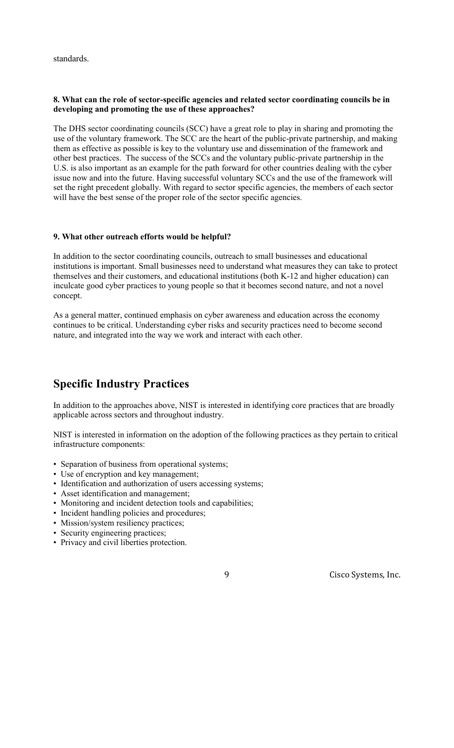standards.

**8. What can the role of sector-specific agencies and related sector coordinating councils be in developing and promoting the use of these approaches?**

The DHS sector coordinating councils (SCC) have a great role to play in sharing and promoting the use of the voluntary framework. The SCC are the heart of the public-private partnership, and making them as effective as possible is key to the voluntary use and dissemination of the framework and other best practices. The success of the SCCs and the voluntary public-private partnership in the U.S. is also important as an example for the path forward for other countries dealing with the cyber issue now and into the future. Having successful voluntary SCCs and the use of the framework will set the right precedent globally. With regard to sector specific agencies, the members of each sector will have the best sense of the proper role of the sector specific agencies.

**9. What other outreach efforts would be helpful?**

In addition to the sector coordinating councils, outreach to small businesses and educational institutions is important. Small businesses need to understand what measures they can take to protect themselves and their customers, and educational institutions (both K-12 and higher education) can inculcate good cyber practices to young people so that it becomes second nature, and not a novel concept.

As a general matter, continued emphasis on cyber awareness and education across the economy continues to be critical. Understanding cyber risks and security practices need to become second nature, and integrated into the way we work and interact with each other.

## Specific Industry Practices

In addition to the approaches above, NIST is interested in identifying core practices that are broadly applicable across sectors and throughout industry.

NIST is interested in information on the adoption of the following practices as they pertain to critical infrastructure components:

- Separation of business from operational systems;
- Use of encryption and key management;
- Identification and authorization of users accessing systems;
- Asset identification and management;
- Monitoring and incident detection tools and capabilities;
- Incident handling policies and procedures;
- Mission/system resiliency practices;
- Security engineering practices;
- Privacy and civil liberties protection.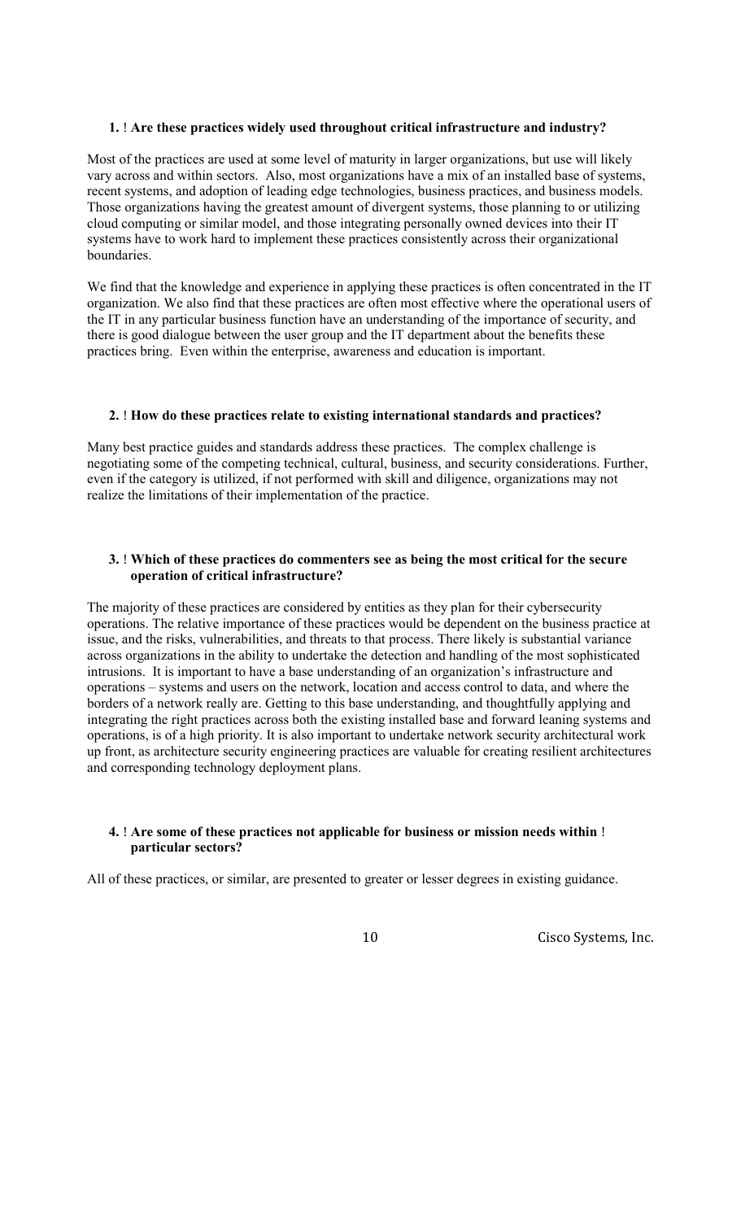**1.** ! **Are these practices widely used throughout critical infrastructure and industry?**

Most of the practices are used at some level of maturity in larger organizations, but use will likely vary across and within sectors. Also, most organizations have a mix of an installed base of systems, recent systems, and adoption of leading edge technologies, business practices, and business models. Those organizations having the greatest amount of divergent systems, those planning to or utilizing cloud computing or similar model, and those integrating personally owned devices into their IT systems have to work hard to implement these practices consistently across their organizational boundaries.

We find that the knowledge and experience in applying these practices is often concentrated in the IT organization. We also find that these practices are often most effective where the operational users of the IT in any particular business function have an understanding of the importance of security, and there is good dialogue between the user group and the IT department about the benefits these practices bring. Even within the enterprise, awareness and education is important.

**2.** ! **How do these practices relate to existing international standards and practices?**

Many best practice guides and standards address these practices. The complex challenge is negotiating some of the competing technical, cultural, business, and security considerations. Further, even if the category is utilized, if not performed with skill and diligence, organizations may not realize the limitations of their implementation of the practice.

**3.** ! **Which of these practices do commenters see as being the most critical for the secure operation of critical infrastructure?**

The majority of these practices are considered by entities as they plan for their cybersecurity operations. The relative importance of these practices would be dependent on the business practice at issue, and the risks, vulnerabilities, and threats to that process. There likely is substantial variance across organizations in the ability to undertake the detection and handling of the most sophisticated intrusions. It is important to have a base understanding of an organization's infrastructure and operations – systems and users on the network, location and access control to data, and where the borders of a network really are. Getting to this base understanding, and thoughtfully applying and integrating the right practices across both the existing installed base and forward leaning systems and operations, is of a high priority. It is also important to undertake network security architectural work up front, as architecture security engineering practices are valuable for creating resilient architectures and corresponding technology deployment plans.

**4.** ! **Are some of these practices not applicable for business or mission needs within** ! **particular sectors?**

All of these practices, or similar, are presented to greater or lesser degrees in existing guidance.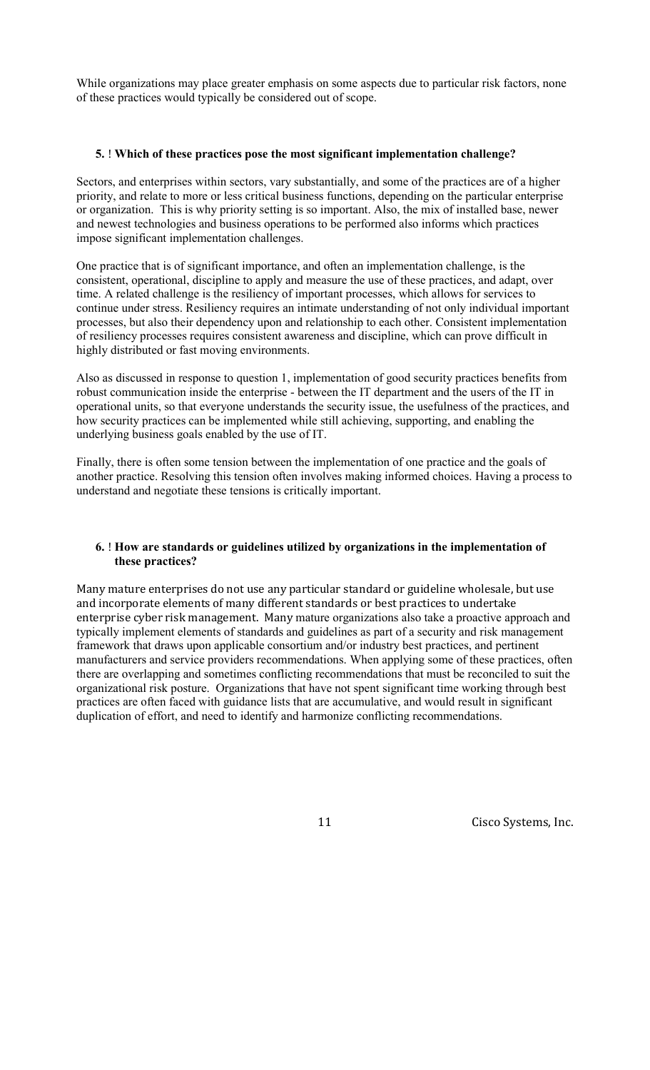While organizations may place greater emphasis on some aspects due to particular risk factors, none of these practices would typically be considered out of scope.

**5. ! Which of these practices pose the most significant implementation challenge?**

Sectors, and enterprises within sectors, vary substantially, and some of the practices are of a higher priority, and relate to more or less critical business functions, depending on the particular enterprise or organization. This is why priority setting is so important. Also, the mix of installed base, newer and newest technologies and business operations to be performed also informs which practices impose significant implementation challenges.

One practice that is of significant importance, and often an implementation challenge, is the consistent, operational, discipline to apply and measure the use of these practices, and adapt, over time. A related challenge is the resiliency of important processes, which allows for services to continue under stress. Resiliency requires an intimate understanding of not only individual important processes, but also their dependency upon and relationship to each other. Consistent implementation of resiliency processes requires consistent awareness and discipline, which can prove difficult in highly distributed or fast moving environments.

Also as discussed in response to question 1, implementation of good security practices benefits from robust communication inside the enterprise - between the IT department and the users of the IT in operational units, so that everyone understands the security issue, the usefulness of the practices, and how security practices can be implemented while still achieving, supporting, and enabling the underlying business goals enabled by the use of IT.

Finally, there is often some tension between the implementation of one practice and the goals of another practice. Resolving this tension often involves making informed choices. Having a process to understand and negotiate these tensions is critically important.

**6. ! How are standards or guidelines utilized by organizations in the implementation of these practices?**

Many mature enterprises do not use any particular standard or guideline wholesale, but use and incorporate elements of many different standards or best practices to undertake enterprise cyber risk management. Many mature organizations also take a proactive approach and typically implement elements of standards and guidelines as part of a security and risk management framework that draws upon applicable consortium and/or industry best practices, and pertinent manufacturers and service providers recommendations. When applying some of these practices, often there are overlapping and sometimes conflicting recommendations that must be reconciled to suit the organizational risk posture. Organizations that have not spent significant time working through best practices are often faced with guidance lists that are accumulative, and would result in significant duplication of effort, and need to identify and harmonize conflicting recommendations.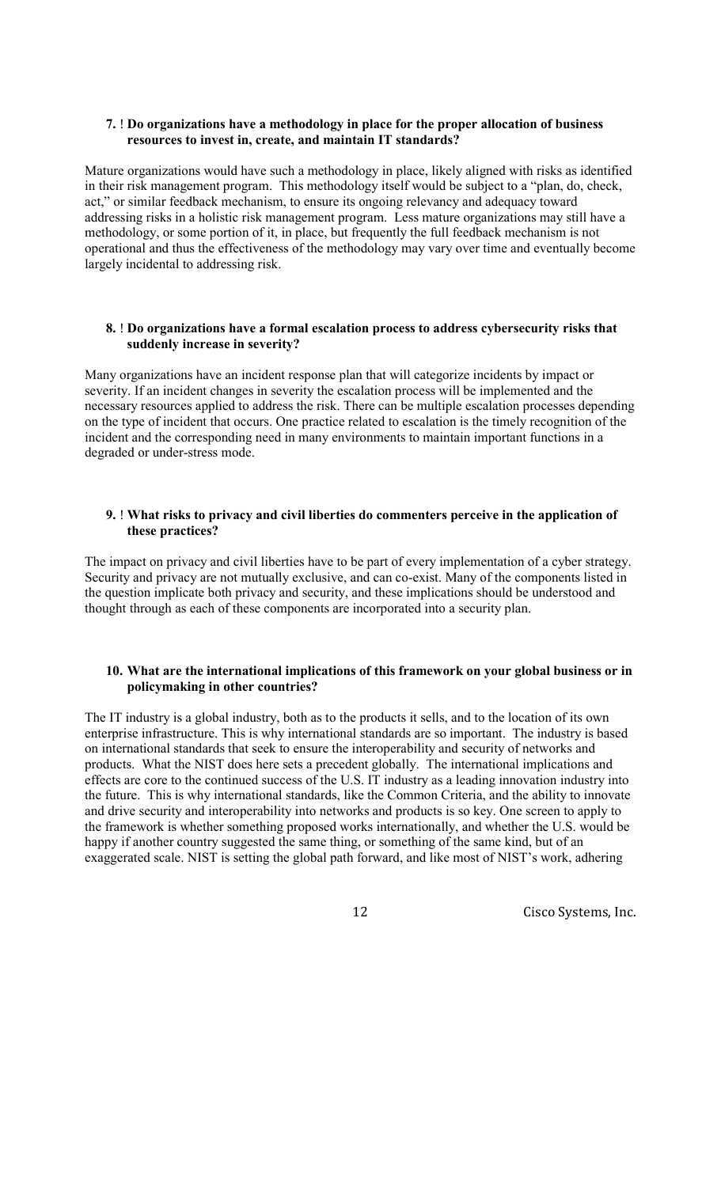**7. ! Do organizations have a methodology in place for the proper allocation of business resources to invest in, create, and maintain IT standards?**

Mature organizations would have such a methodology in place, likely aligned with risks as identified in their risk management program. This methodology itself would be subject to a "plan, do, check, act," or similar feedback mechanism, to ensure its ongoing relevancy and adequacy toward addressing risks in a holistic risk management program. Less mature organizations may still have a methodology, or some portion of it, in place, but frequently the full feedback mechanism is not operational and thus the effectiveness of the methodology may vary over time and eventually become largely incidental to addressing risk.

**8. ! Do organizations have a formal escalation process to address cybersecurity risks that suddenly increase in severity?**

Many organizations have an incident response plan that will categorize incidents by impact or severity. If an incident changes in severity the escalation process will be implemented and the necessary resources applied to address the risk. There can be multiple escalation processes depending on the type of incident that occurs. One practice related to escalation is the timely recognition of the incident and the corresponding need in many environments to maintain important functions in a degraded or under-stress mode.

**9. ! What risks to privacy and civil liberties do commenters perceive in the application of these practices?**

The impact on privacy and civil liberties have to be part of every implementation of a cyber strategy. Security and privacy are not mutually exclusive, and can co-exist. Many of the components listed in the question implicate both privacy and security, and these implications should be understood and thought through as each of these components are incorporated into a security plan.

**10. What are the international implications of this framework on your global business or in policymaking in other countries?**

The IT industry is a global industry, both as to the products it sells, and to the location of its own enterprise infrastructure. This is why international standards are so important. The industry is based on international standards that seek to ensure the interoperability and security of networks and products. What the NIST does here sets a precedent globally. The international implications and effects are core to the continued success of the U.S. IT industry as a leading innovation industry into the future. This is why international standards, like the Common Criteria, and the ability to innovate and drive security and interoperability into networks and products is so key. One screen to apply to the framework is whether something proposed works internationally, and whether the U.S. would be happy if another country suggested the same thing, or something of the same kind, but of an exaggerated scale. NIST is setting the global path forward, and like most of NIST's work, adhering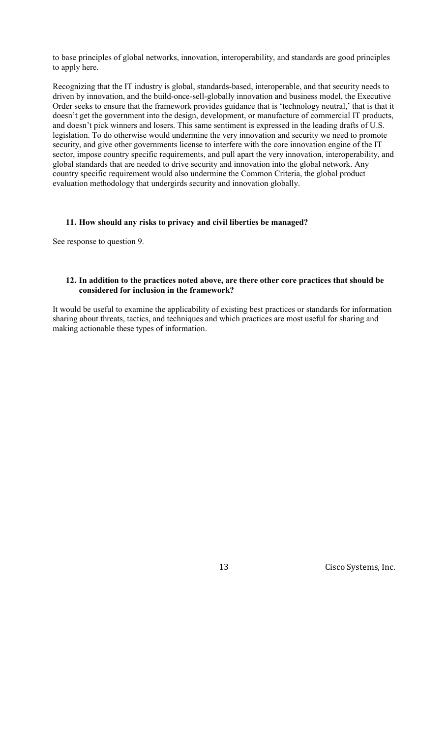to base principles of global networks, innovation, interoperability, and standards are good principles to apply here.

Recognizing that the IT industry is global, standards-based, interoperable, and that security needs to driven by innovation, and the build-once-sell-globally innovation and business model, the Executive Order seeks to ensure that the framework provides guidance that is 'technology neutral,' that is that it doesn't get the government into the design, development, or manufacture of commercial IT products, and doesn't pick winners and losers. This same sentiment is expressed in the leading drafts of U.S. legislation. To do otherwise would undermine the very innovation and security we need to promote security, and give other governments license to interfere with the core innovation engine of the IT sector, impose country specific requirements, and pull apart the very innovation, interoperability, and global standards that are needed to drive security and innovation into the global network. Any country specific requirement would also undermine the Common Criteria, the global product evaluation methodology that undergirds security and innovation globally.

**11. How should any risks to privacy and civil liberties be managed?**

See response to question 9.

**12. In addition to the practices noted above, are there other core practices that should be considered for inclusion in the framework?**

It would be useful to examine the applicability of existing best practices or standards for information sharing about threats, tactics, and techniques and which practices are most useful for sharing and making actionable these types of information.